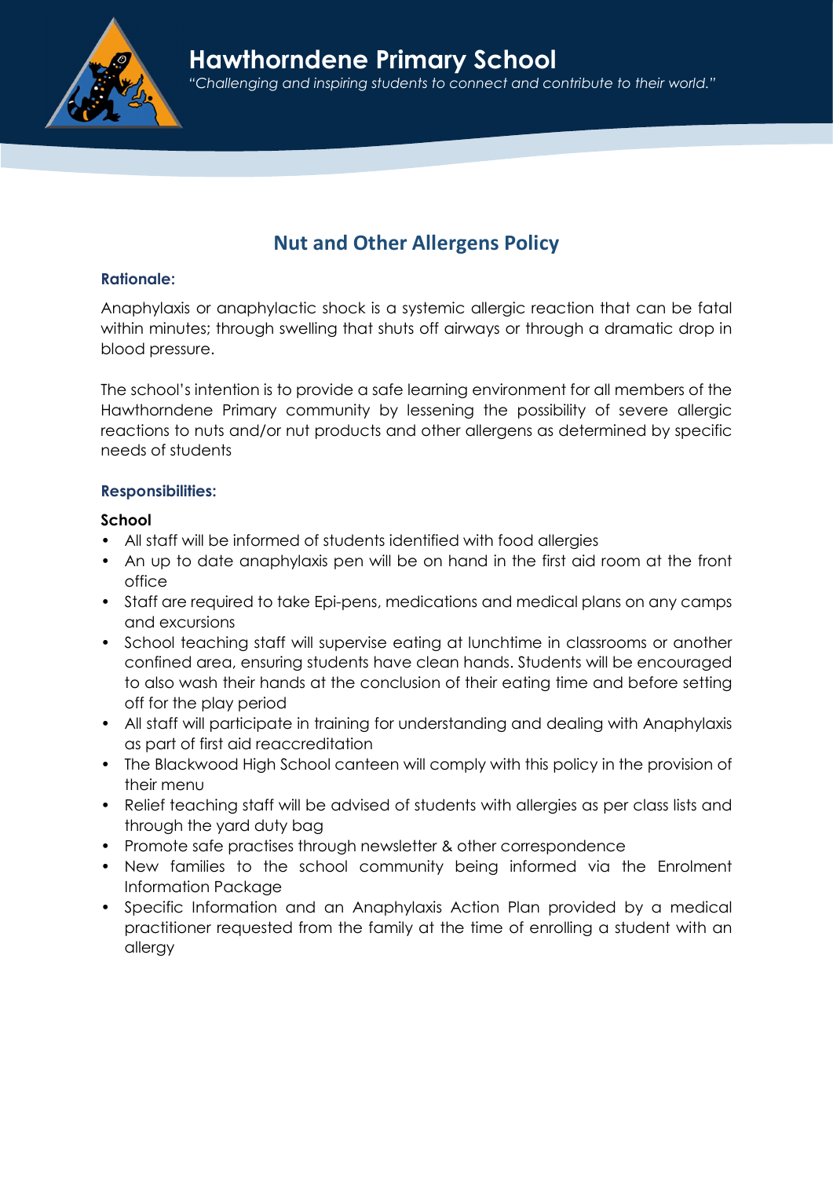# Hawthorndene Primary School

*"Challenging and inspiring students to connect and contribute to their world."*

## Nut and Other Allergens Policy

### Rationale:

Anaphylaxis or anaphylactic shock is a systemic allergic reaction that can be fatal within minutes; through swelling that shuts off airways or through a dramatic drop in blood pressure.

The school's intention is to provide a safe learning environment for all members of the Hawthorndene Primary community by lessening the possibility of severe allergic reactions to nuts and/or nut products and other allergens as determined by specific needs of students

### Responsibilities:

**School**

- All staff will be informed of students identified with food allergies
- An up to date anaphylaxis pen will be on hand in the first aid room at the front office
- Staff are required to take Epi-pens, medications and medical plans on any camps and excursions
- School teaching staff will supervise eating at lunchtime in classrooms or another confined area, ensuring students have clean hands. Students will be encouraged to also wash their hands at the conclusion of their eating time and before setting off for the play period
- All staff will participate in training for understanding and dealing with Anaphylaxis as part of first aid reaccreditation
- The Blackwood High School canteen will comply with this policy in the provision of their menu
- Relief teaching staff will be advised of students with allergies as per class lists and through the yard duty bag
- Promote safe practises through newsletter & other correspondence
- New families to the school community being informed via the Enrolment Information Package
- Specific Information and an Anaphylaxis Action Plan provided by a medical practitioner requested from the family at the time of enrolling a student with an allergy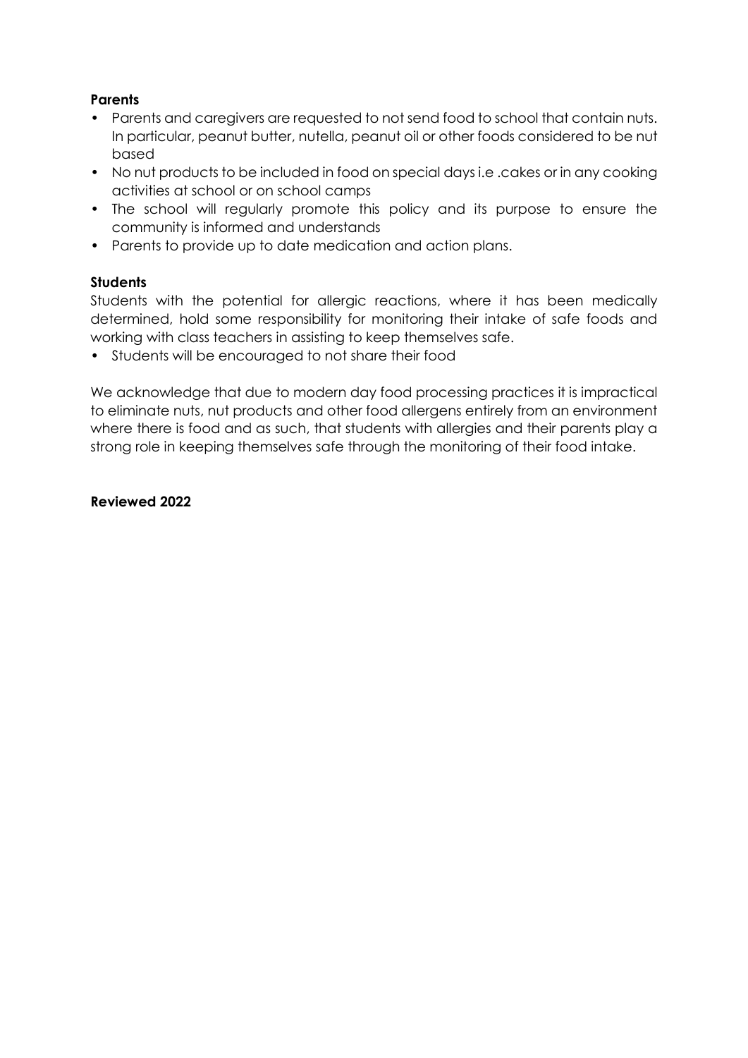**Parents**

- Parents and caregivers are requested to not send food to school that contain nuts. In particular, peanut butter, nutella, peanut oil or other foods considered to be nut based
- No nut products to be included in food on special days i.e .cakes or in any cooking activities at school or on school camps
- The school will regularly promote this policy and its purpose to ensure the community is informed and understands
- Parents to provide up to date medication and action plans.

**Students**

Students with the potential for allergic reactions, where it has been medically determined, hold some responsibility for monitoring their intake of safe foods and working with class teachers in assisting to keep themselves safe.

- Students will be encouraged to not share their food

We acknowledge that due to modern day food processing practices it is impractical to eliminate nuts, nut products and other food allergens entirely from an environment where there is food and as such, that students with allergies and their parents play a strong role in keeping themselves safe through the monitoring of their food intake.

**Reviewed 2022**